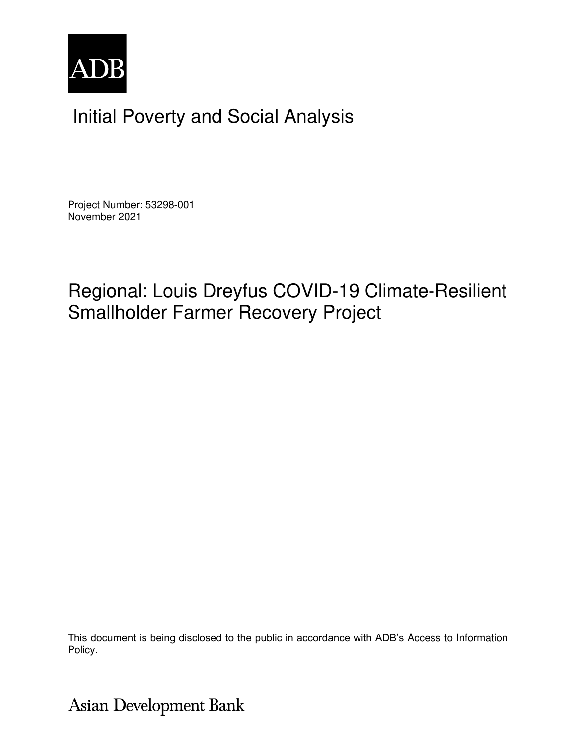ADB

# Initial Poverty and Social Analysis

Project Number: 53298-001
November 2021

## Regional: Louis Dreyfus COVID-19 Climate-Resilient Smallholder Farmer Recovery Project

This document is being disclosed to the public in accordance with ADB's Access to Information Policy.

Asian Development Bank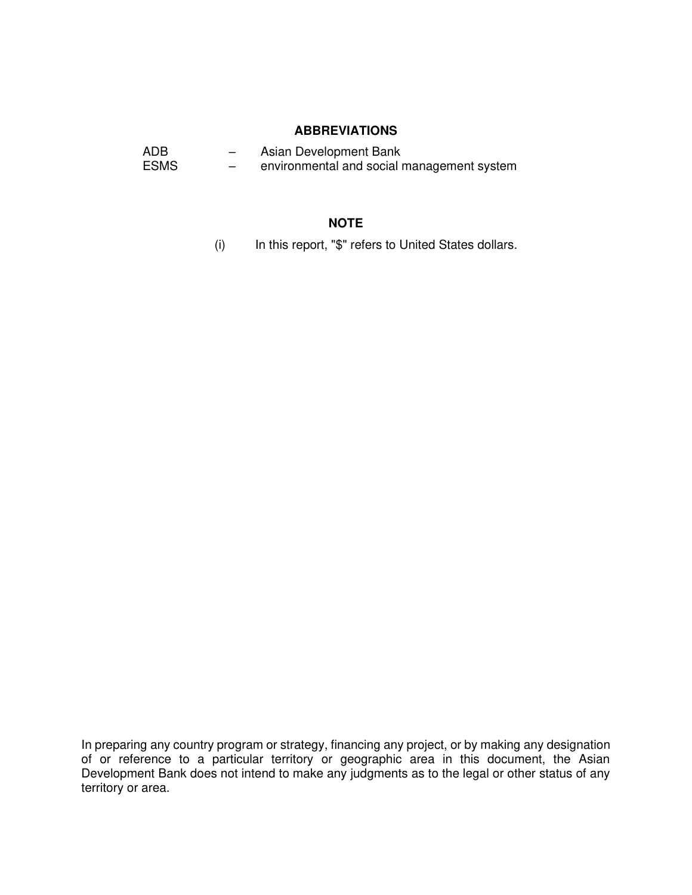## ABBREVIATIONS

| | | |
|---|---|---|
| ADB | – | Asian Development Bank |
| ESMS | – | environmental and social management system |

## NOTE

(i) In this report, "$" refers to United States dollars.

In preparing any country program or strategy, financing any project, or by making any designation of or reference to a particular territory or geographic area in this document, the Asian Development Bank does not intend to make any judgments as to the legal or other status of any territory or area.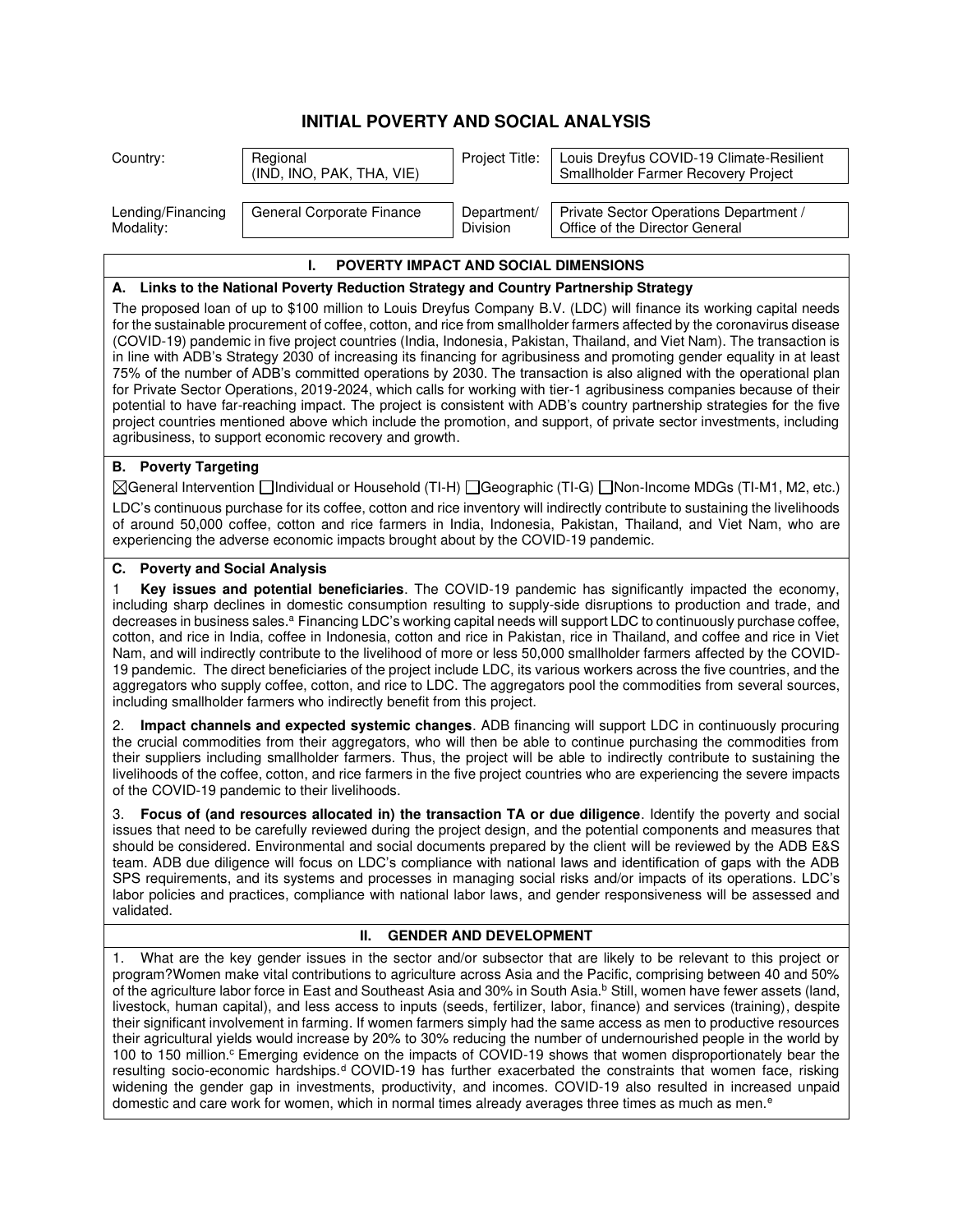# INITIAL POVERTY AND SOCIAL ANALYSIS

| Country: | Regional (IND, INO, PAK, THA, VIE) | Project Title: | Louis Dreyfus COVID-19 Climate-Resilient Smallholder Farmer Recovery Project |
|---|---|---|---|
| Lending/Financing Modality: | General Corporate Finance | Department/ Division | Private Sector Operations Department / Office of the Director General |

## I. POVERTY IMPACT AND SOCIAL DIMENSIONS

### A. Links to the National Poverty Reduction Strategy and Country Partnership Strategy

The proposed loan of up to $100 million to Louis Dreyfus Company B.V. (LDC) will finance its working capital needs for the sustainable procurement of coffee, cotton, and rice from smallholder farmers affected by the coronavirus disease (COVID-19) pandemic in five project countries (India, Indonesia, Pakistan, Thailand, and Viet Nam). The transaction is in line with ADB's Strategy 2030 of increasing its financing for agribusiness and promoting gender equality in at least 75% of the number of ADB's committed operations by 2030. The transaction is also aligned with the operational plan for Private Sector Operations, 2019-2024, which calls for working with tier-1 agribusiness companies because of their potential to have far-reaching impact. The project is consistent with ADB's country partnership strategies for the five project countries mentioned above which include the promotion, and support, of private sector investments, including agribusiness, to support economic recovery and growth.

### B. Poverty Targeting

☒General Intervention ☐Individual or Household (TI-H) ☐Geographic (TI-G) ☐Non-Income MDGs (TI-M1, M2, etc.)

LDC's continuous purchase for its coffee, cotton and rice inventory will indirectly contribute to sustaining the livelihoods of around 50,000 coffee, cotton and rice farmers in India, Indonesia, Pakistan, Thailand, and Viet Nam, who are experiencing the adverse economic impacts brought about by the COVID-19 pandemic.

### C. Poverty and Social Analysis

1 **Key issues and potential beneficiaries**. The COVID-19 pandemic has significantly impacted the economy, including sharp declines in domestic consumption resulting to supply-side disruptions to production and trade, and decreases in business sales.[a] Financing LDC's working capital needs will support LDC to continuously purchase coffee, cotton, and rice in India, coffee in Indonesia, cotton and rice in Pakistan, rice in Thailand, and coffee and rice in Viet Nam, and will indirectly contribute to the livelihood of more or less 50,000 smallholder farmers affected by the COVID-19 pandemic. The direct beneficiaries of the project include LDC, its various workers across the five countries, and the aggregators who supply coffee, cotton, and rice to LDC. The aggregators pool the commodities from several sources, including smallholder farmers who indirectly benefit from this project.

2. **Impact channels and expected systemic changes**. ADB financing will support LDC in continuously procuring the crucial commodities from their aggregators, who will then be able to continue purchasing the commodities from their suppliers including smallholder farmers. Thus, the project will be able to indirectly contribute to sustaining the livelihoods of the coffee, cotton, and rice farmers in the five project countries who are experiencing the severe impacts of the COVID-19 pandemic to their livelihoods.

3. **Focus of (and resources allocated in) the transaction TA or due diligence**. Identify the poverty and social issues that need to be carefully reviewed during the project design, and the potential components and measures that should be considered. Environmental and social documents prepared by the client will be reviewed by the ADB E&S team. ADB due diligence will focus on LDC's compliance with national laws and identification of gaps with the ADB SPS requirements, and its systems and processes in managing social risks and/or impacts of its operations. LDC's labor policies and practices, compliance with national labor laws, and gender responsiveness will be assessed and validated.

## II. GENDER AND DEVELOPMENT

1. What are the key gender issues in the sector and/or subsector that are likely to be relevant to this project or program?Women make vital contributions to agriculture across Asia and the Pacific, comprising between 40 and 50% of the agriculture labor force in East and Southeast Asia and 30% in South Asia.[b] Still, women have fewer assets (land, livestock, human capital), and less access to inputs (seeds, fertilizer, labor, finance) and services (training), despite their significant involvement in farming. If women farmers simply had the same access as men to productive resources their agricultural yields would increase by 20% to 30% reducing the number of undernourished people in the world by 100 to 150 million.[c] Emerging evidence on the impacts of COVID-19 shows that women disproportionately bear the resulting socio-economic hardships.[d] COVID-19 has further exacerbated the constraints that women face, risking widening the gender gap in investments, productivity, and incomes. COVID-19 also resulted in increased unpaid domestic and care work for women, which in normal times already averages three times as much as men.[e]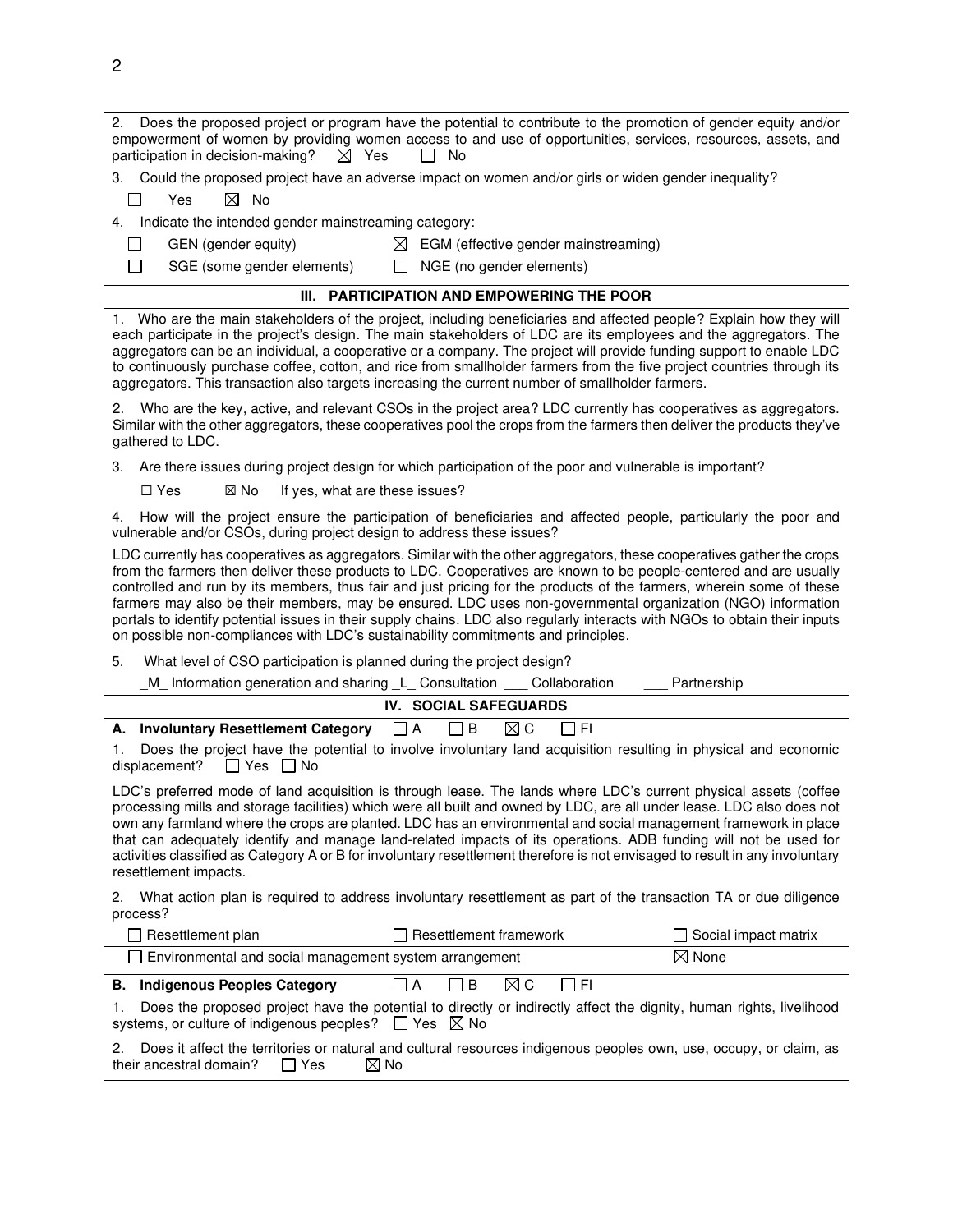2. Does the proposed project or program have the potential to contribute to the promotion of gender equity and/or empowerment of women by providing women access to and use of opportunities, services, resources, assets, and participation in decision-making? ☒ Yes ☐ No

3. Could the proposed project have an adverse impact on women and/or girls or widen gender inequality?

☐ Yes ☒ No

4. Indicate the intended gender mainstreaming category:

☐ GEN (gender equity) ☒ EGM (effective gender mainstreaming)

☐ SGE (some gender elements) ☐ NGE (no gender elements)

## III. PARTICIPATION AND EMPOWERING THE POOR

1. Who are the main stakeholders of the project, including beneficiaries and affected people? Explain how they will each participate in the project's design. The main stakeholders of LDC are its employees and the aggregators. The aggregators can be an individual, a cooperative or a company. The project will provide funding support to enable LDC to continuously purchase coffee, cotton, and rice from smallholder farmers from the five project countries through its aggregators. This transaction also targets increasing the current number of smallholder farmers.

2. Who are the key, active, and relevant CSOs in the project area? LDC currently has cooperatives as aggregators. Similar with the other aggregators, these cooperatives pool the crops from the farmers then deliver the products they've gathered to LDC.

3. Are there issues during project design for which participation of the poor and vulnerable is important?

☐ Yes ☒ No If yes, what are these issues?

4. How will the project ensure the participation of beneficiaries and affected people, particularly the poor and vulnerable and/or CSOs, during project design to address these issues?

LDC currently has cooperatives as aggregators. Similar with the other aggregators, these cooperatives gather the crops from the farmers then deliver these products to LDC. Cooperatives are known to be people-centered and are usually controlled and run by its members, thus fair and just pricing for the products of the farmers, wherein some of these farmers may also be their members, may be ensured. LDC uses non-governmental organization (NGO) information portals to identify potential issues in their supply chains. LDC also regularly interacts with NGOs to obtain their inputs on possible non-compliances with LDC's sustainability commitments and principles.

5. What level of CSO participation is planned during the project design?

_M_ Information generation and sharing _L_ Consultation ___ Collaboration ___ Partnership

## IV. SOCIAL SAFEGUARDS

**A. Involuntary Resettlement Category** ☐ A ☐ B ☒ C ☐ FI

1. Does the project have the potential to involve involuntary land acquisition resulting in physical and economic displacement? ☐ Yes ☐ No

LDC's preferred mode of land acquisition is through lease. The lands where LDC's current physical assets (coffee processing mills and storage facilities) which were all built and owned by LDC, are all under lease. LDC also does not own any farmland where the crops are planted. LDC has an environmental and social management framework in place that can adequately identify and manage land-related impacts of its operations. ADB funding will not be used for activities classified as Category A or B for involuntary resettlement therefore is not envisaged to result in any involuntary resettlement impacts.

2. What action plan is required to address involuntary resettlement as part of the transaction TA or due diligence process?

☐ Resettlement plan ☐ Resettlement framework ☐ Social impact matrix

☐ Environmental and social management system arrangement ☒ None

**B. Indigenous Peoples Category** ☐ A ☐ B ☒ C ☐ FI

1. Does the proposed project have the potential to directly or indirectly affect the dignity, human rights, livelihood systems, or culture of indigenous peoples? ☐ Yes ☒ No

2. Does it affect the territories or natural and cultural resources indigenous peoples own, use, occupy, or claim, as their ancestral domain? ☐ Yes ☒ No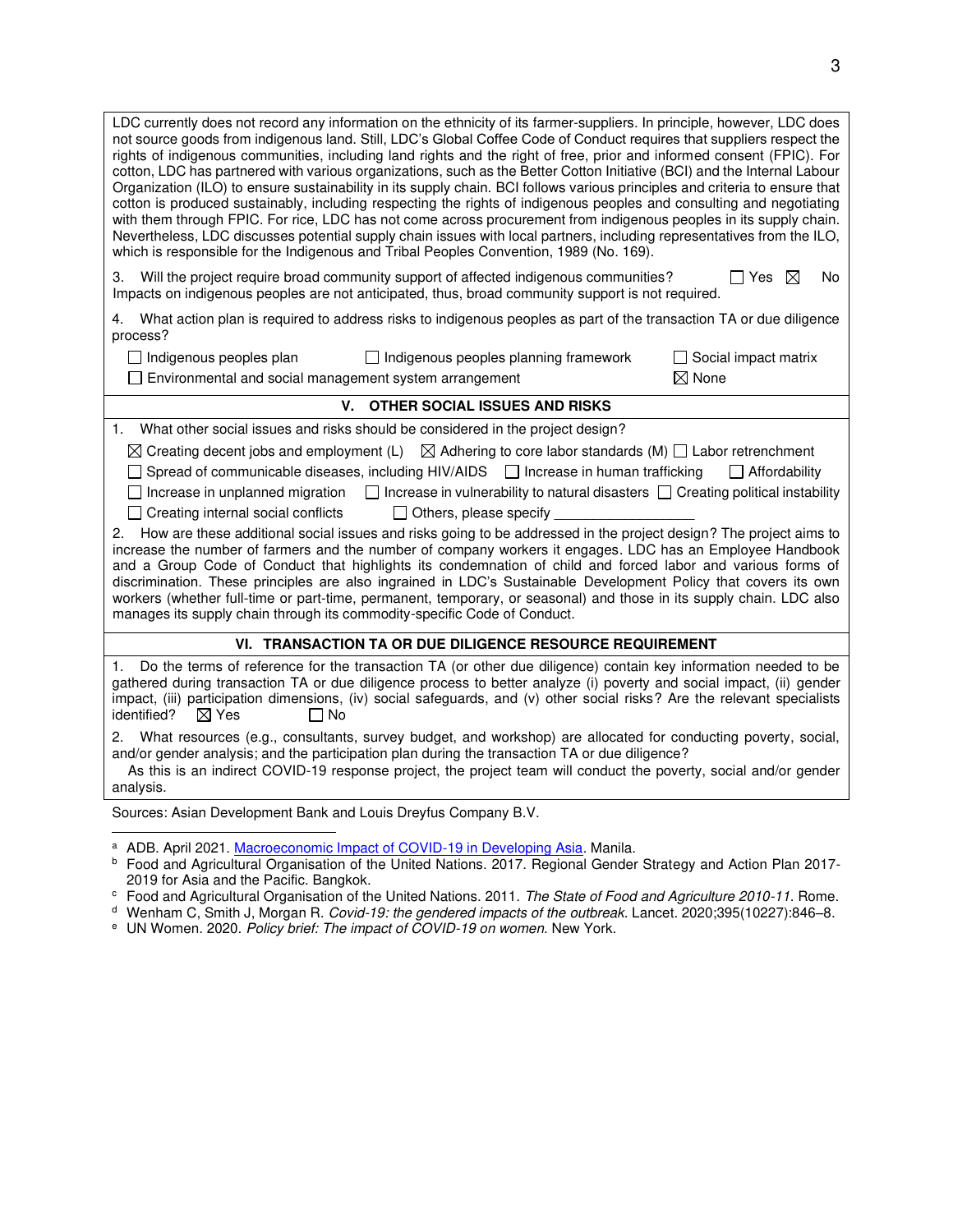LDC currently does not record any information on the ethnicity of its farmer-suppliers. In principle, however, LDC does not source goods from indigenous land. Still, LDC's Global Coffee Code of Conduct requires that suppliers respect the rights of indigenous communities, including land rights and the right of free, prior and informed consent (FPIC). For cotton, LDC has partnered with various organizations, such as the Better Cotton Initiative (BCI) and the Internal Labour Organization (ILO) to ensure sustainability in its supply chain. BCI follows various principles and criteria to ensure that cotton is produced sustainably, including respecting the rights of indigenous peoples and consulting and negotiating with them through FPIC. For rice, LDC has not come across procurement from indigenous peoples in its supply chain. Nevertheless, LDC discusses potential supply chain issues with local partners, including representatives from the ILO, which is responsible for the Indigenous and Tribal Peoples Convention, 1989 (No. 169).

3. Will the project require broad community support of affected indigenous communities? ☐ Yes ☒ No
Impacts on indigenous peoples are not anticipated, thus, broad community support is not required.

4. What action plan is required to address risks to indigenous peoples as part of the transaction TA or due diligence process?

☐ Indigenous peoples plan ☐ Indigenous peoples planning framework ☐ Social impact matrix
☐ Environmental and social management system arrangement ☒ None

## V. OTHER SOCIAL ISSUES AND RISKS

1. What other social issues and risks should be considered in the project design?

☒ Creating decent jobs and employment (L) ☒ Adhering to core labor standards (M) ☐ Labor retrenchment
☐ Spread of communicable diseases, including HIV/AIDS ☐ Increase in human trafficking ☐ Affordability
☐ Increase in unplanned migration ☐ Increase in vulnerability to natural disasters ☐ Creating political instability
☐ Creating internal social conflicts ☐ Others, please specify ________________

2. How are these additional social issues and risks going to be addressed in the project design? The project aims to increase the number of farmers and the number of company workers it engages. LDC has an Employee Handbook and a Group Code of Conduct that highlights its condemnation of child and forced labor and various forms of discrimination. These principles are also ingrained in LDC's Sustainable Development Policy that covers its own workers (whether full-time or part-time, permanent, temporary, or seasonal) and those in its supply chain. LDC also manages its supply chain through its commodity-specific Code of Conduct.

## VI. TRANSACTION TA OR DUE DILIGENCE RESOURCE REQUIREMENT

1. Do the terms of reference for the transaction TA (or other due diligence) contain key information needed to be gathered during transaction TA or due diligence process to better analyze (i) poverty and social impact, (ii) gender impact, (iii) participation dimensions, (iv) social safeguards, and (v) other social risks? Are the relevant specialists identified? ☒ Yes ☐ No

2. What resources (e.g., consultants, survey budget, and workshop) are allocated for conducting poverty, social, and/or gender analysis; and the participation plan during the transaction TA or due diligence?
As this is an indirect COVID-19 response project, the project team will conduct the poverty, social and/or gender analysis.

Sources: Asian Development Bank and Louis Dreyfus Company B.V.

---

[a] ADB. April 2021. Macroeconomic Impact of COVID-19 in Developing Asia. Manila.
[b] Food and Agricultural Organisation of the United Nations. 2017. Regional Gender Strategy and Action Plan 2017-2019 for Asia and the Pacific. Bangkok.
[c] Food and Agricultural Organisation of the United Nations. 2011. *The State of Food and Agriculture 2010-11.* Rome.
[d] Wenham C, Smith J, Morgan R. *Covid-19: the gendered impacts of the outbreak*. Lancet. 2020;395(10227):846–8.
[e] UN Women. 2020. *Policy brief: The impact of COVID-19 on women*. New York.